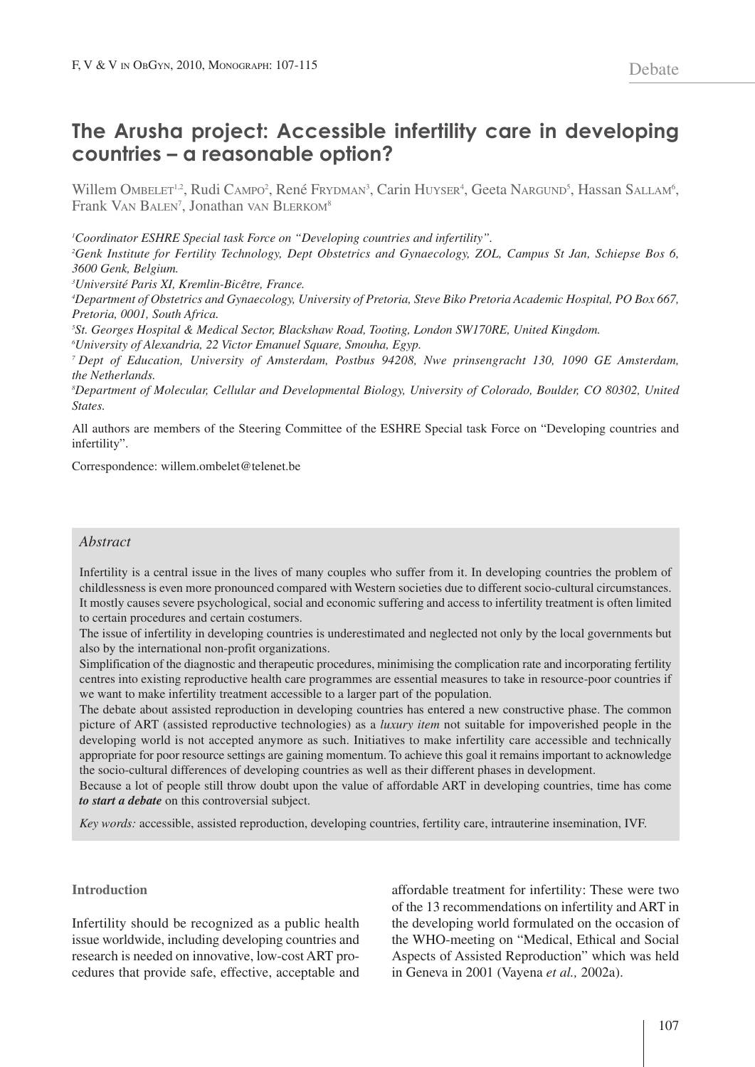Debate

# The Arusha project: Accessible infertility care in developing countries – a reasonable option?

Willem OMBELET[1,2], Rudi CAMPO[2], René FRYDMAN[3], Carin HUYSER[4], Geeta NARGUND[5], Hassan SALLAM[6], Frank VAN BALEN[7], Jonathan VAN BLERKOM[8]

[1]*Coordinator ESHRE Special task Force on "Developing countries and infertility".*
[2]*Genk Institute for Fertility Technology, Dept Obstetrics and Gynaecology, ZOL, Campus St Jan, Schiepse Bos 6, 3600 Genk, Belgium.*
[3]*Université Paris XI, Kremlin-Bicêtre, France.*
[4]*Department of Obstetrics and Gynaecology, University of Pretoria, Steve Biko Pretoria Academic Hospital, PO Box 667, Pretoria, 0001, South Africa.*
[5]*St. Georges Hospital & Medical Sector, Blackshaw Road, Tooting, London SW170RE, United Kingdom.*
[6]*University of Alexandria, 22 Victor Emanuel Square, Smouha, Egyp.*
[7]*Dept of Education, University of Amsterdam, Postbus 94208, Nwe prinsengracht 130, 1090 GE Amsterdam, the Netherlands.*
[8]*Department of Molecular, Cellular and Developmental Biology, University of Colorado, Boulder, CO 80302, United States.*

All authors are members of the Steering Committee of the ESHRE Special task Force on "Developing countries and infertility".

Correspondence: willem.ombelet@telenet.be

## *Abstract*

Infertility is a central issue in the lives of many couples who suffer from it. In developing countries the problem of childlessness is even more pronounced compared with Western societies due to different socio-cultural circumstances. It mostly causes severe psychological, social and economic suffering and access to infertility treatment is often limited to certain procedures and certain costumers.

The issue of infertility in developing countries is underestimated and neglected not only by the local governments but also by the international non-profit organizations.

Simplification of the diagnostic and therapeutic procedures, minimising the complication rate and incorporating fertility centres into existing reproductive health care programmes are essential measures to take in resource-poor countries if we want to make infertility treatment accessible to a larger part of the population.

The debate about assisted reproduction in developing countries has entered a new constructive phase. The common picture of ART (assisted reproductive technologies) as a *luxury item* not suitable for impoverished people in the developing world is not accepted anymore as such. Initiatives to make infertility care accessible and technically appropriate for poor resource settings are gaining momentum. To achieve this goal it remains important to acknowledge the socio-cultural differences of developing countries as well as their different phases in development.

Because a lot of people still throw doubt upon the value of affordable ART in developing countries, time has come ***to start a debate*** on this controversial subject.

*Key words:* accessible, assisted reproduction, developing countries, fertility care, intrauterine insemination, IVF.

## Introduction

Infertility should be recognized as a public health issue worldwide, including developing countries and research is needed on innovative, low-cost ART procedures that provide safe, effective, acceptable and affordable treatment for infertility: These were two of the 13 recommendations on infertility and ART in the developing world formulated on the occasion of the WHO-meeting on "Medical, Ethical and Social Aspects of Assisted Reproduction" which was held in Geneva in 2001 (Vayena *et al.,* 2002a).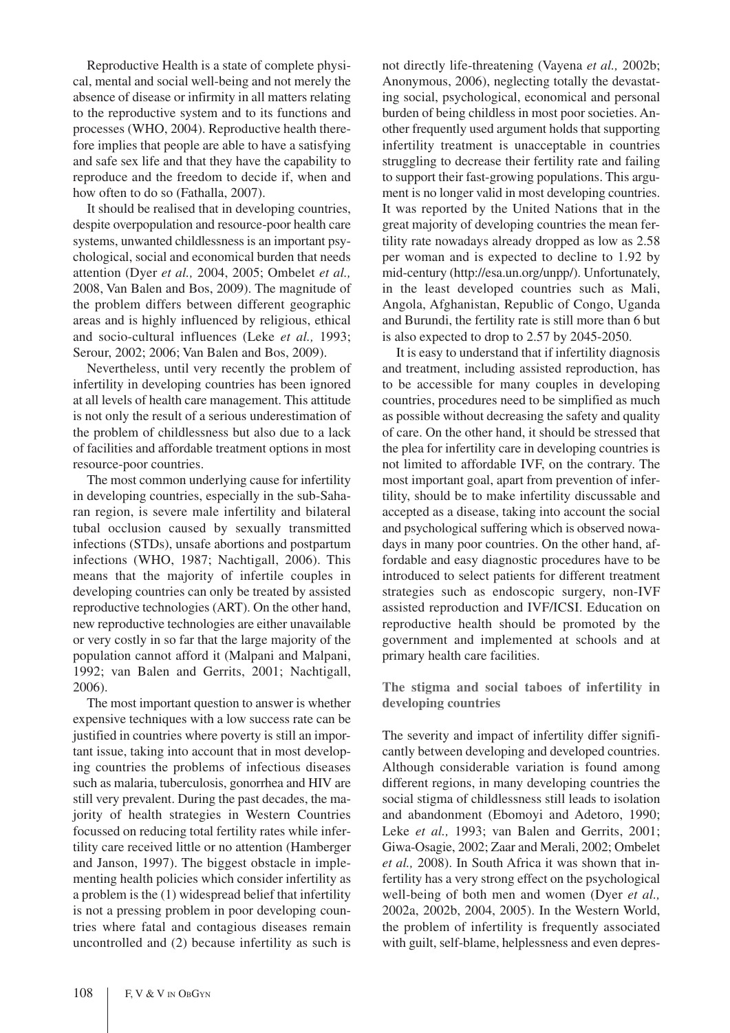Reproductive Health is a state of complete physical, mental and social well-being and not merely the absence of disease or infirmity in all matters relating to the reproductive system and to its functions and processes (WHO, 2004). Reproductive health therefore implies that people are able to have a satisfying and safe sex life and that they have the capability to reproduce and the freedom to decide if, when and how often to do so (Fathalla, 2007).

It should be realised that in developing countries, despite overpopulation and resource-poor health care systems, unwanted childlessness is an important psychological, social and economical burden that needs attention (Dyer *et al.,* 2004, 2005; Ombelet *et al.,* 2008, Van Balen and Bos, 2009). The magnitude of the problem differs between different geographic areas and is highly influenced by religious, ethical and socio-cultural influences (Leke *et al.,* 1993; Serour, 2002; 2006; Van Balen and Bos, 2009).

Nevertheless, until very recently the problem of infertility in developing countries has been ignored at all levels of health care management. This attitude is not only the result of a serious underestimation of the problem of childlessness but also due to a lack of facilities and affordable treatment options in most resource-poor countries.

The most common underlying cause for infertility in developing countries, especially in the sub-Saharan region, is severe male infertility and bilateral tubal occlusion caused by sexually transmitted infections (STDs), unsafe abortions and postpartum infections (WHO, 1987; Nachtigall, 2006). This means that the majority of infertile couples in developing countries can only be treated by assisted reproductive technologies (ART). On the other hand, new reproductive technologies are either unavailable or very costly in so far that the large majority of the population cannot afford it (Malpani and Malpani, 1992; van Balen and Gerrits, 2001; Nachtigall, 2006).

The most important question to answer is whether expensive techniques with a low success rate can be justified in countries where poverty is still an important issue, taking into account that in most developing countries the problems of infectious diseases such as malaria, tuberculosis, gonorrhea and HIV are still very prevalent. During the past decades, the majority of health strategies in Western Countries focussed on reducing total fertility rates while infertility care received little or no attention (Hamberger and Janson, 1997). The biggest obstacle in implementing health policies which consider infertility as a problem is the (1) widespread belief that infertility is not a pressing problem in poor developing countries where fatal and contagious diseases remain uncontrolled and (2) because infertility as such is not directly life-threatening (Vayena *et al.,* 2002b; Anonymous, 2006), neglecting totally the devastating social, psychological, economical and personal burden of being childless in most poor societies. Another frequently used argument holds that supporting infertility treatment is unacceptable in countries struggling to decrease their fertility rate and failing to support their fast-growing populations. This argument is no longer valid in most developing countries. It was reported by the United Nations that in the great majority of developing countries the mean fertility rate nowadays already dropped as low as 2.58 per woman and is expected to decline to 1.92 by mid-century (http://esa.un.org/unpp/). Unfortunately, in the least developed countries such as Mali, Angola, Afghanistan, Republic of Congo, Uganda and Burundi, the fertility rate is still more than 6 but is also expected to drop to 2.57 by 2045-2050.

It is easy to understand that if infertility diagnosis and treatment, including assisted reproduction, has to be accessible for many couples in developing countries, procedures need to be simplified as much as possible without decreasing the safety and quality of care. On the other hand, it should be stressed that the plea for infertility care in developing countries is not limited to affordable IVF, on the contrary. The most important goal, apart from prevention of infertility, should be to make infertility discussable and accepted as a disease, taking into account the social and psychological suffering which is observed nowadays in many poor countries. On the other hand, affordable and easy diagnostic procedures have to be introduced to select patients for different treatment strategies such as endoscopic surgery, non-IVF assisted reproduction and IVF/ICSI. Education on reproductive health should be promoted by the government and implemented at schools and at primary health care facilities.

## The stigma and social taboos of infertility in developing countries

The severity and impact of infertility differ significantly between developing and developed countries. Although considerable variation is found among different regions, in many developing countries the social stigma of childlessness still leads to isolation and abandonment (Ebomoyi and Adetoro, 1990; Leke *et al.,* 1993; van Balen and Gerrits, 2001; Giwa-Osagie, 2002; Zaar and Merali, 2002; Ombelet *et al.,* 2008). In South Africa it was shown that infertility has a very strong effect on the psychological well-being of both men and women (Dyer *et al.,* 2002a, 2002b, 2004, 2005). In the Western World, the problem of infertility is frequently associated with guilt, self-blame, helplessness and even depres-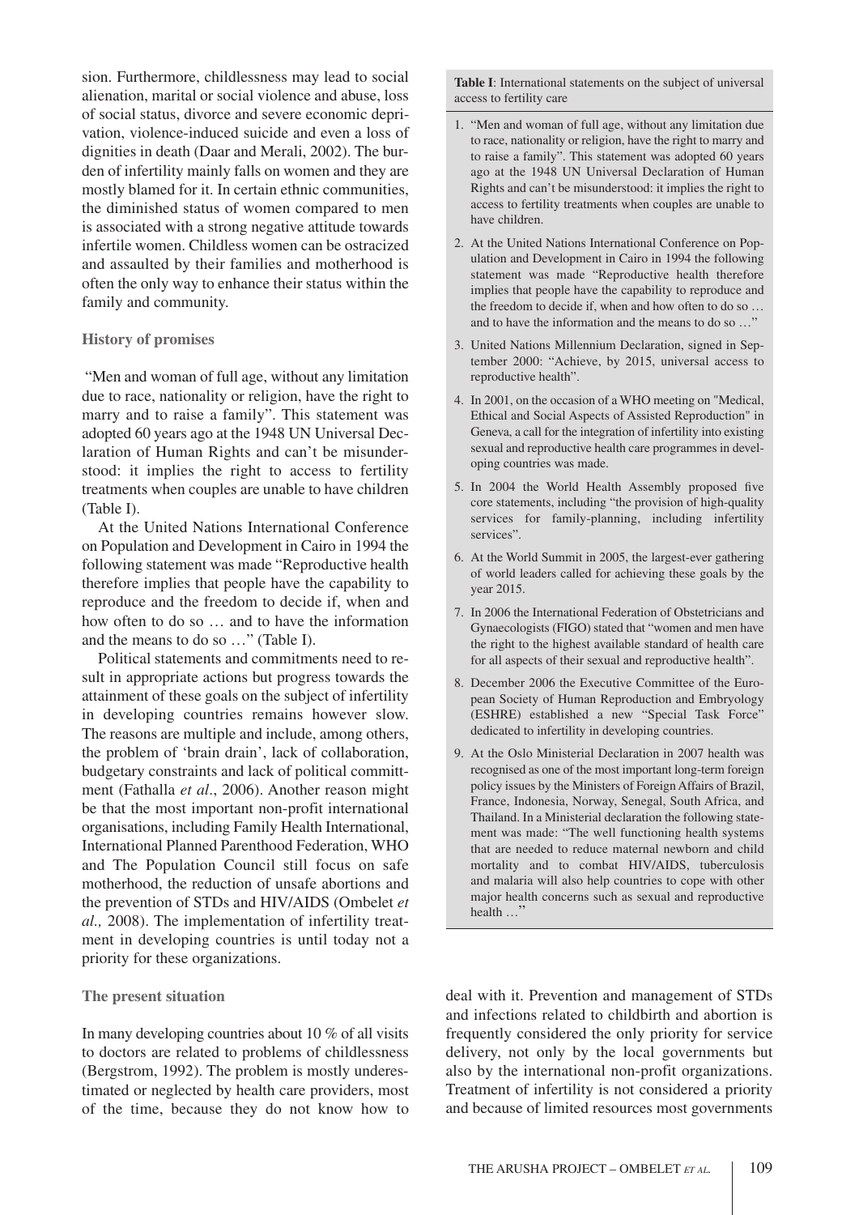sion. Furthermore, childlessness may lead to social alienation, marital or social violence and abuse, loss of social status, divorce and severe economic deprivation, violence-induced suicide and even a loss of dignities in death (Daar and Merali, 2002). The burden of infertility mainly falls on women and they are mostly blamed for it. In certain ethnic communities, the diminished status of women compared to men is associated with a strong negative attitude towards infertile women. Childless women can be ostracized and assaulted by their families and motherhood is often the only way to enhance their status within the family and community.

### History of promises

"Men and woman of full age, without any limitation due to race, nationality or religion, have the right to marry and to raise a family". This statement was adopted 60 years ago at the 1948 UN Universal Declaration of Human Rights and can't be misunderstood: it implies the right to access to fertility treatments when couples are unable to have children (Table I).

At the United Nations International Conference on Population and Development in Cairo in 1994 the following statement was made "Reproductive health therefore implies that people have the capability to reproduce and the freedom to decide if, when and how often to do so … and to have the information and the means to do so …" (Table I).

Political statements and commitments need to result in appropriate actions but progress towards the attainment of these goals on the subject of infertility in developing countries remains however slow. The reasons are multiple and include, among others, the problem of 'brain drain', lack of collaboration, budgetary constraints and lack of political committment (Fathalla *et al*., 2006). Another reason might be that the most important non-profit international organisations, including Family Health International, International Planned Parenthood Federation, WHO and The Population Council still focus on safe motherhood, the reduction of unsafe abortions and the prevention of STDs and HIV/AIDS (Ombelet *et al.,* 2008). The implementation of infertility treatment in developing countries is until today not a priority for these organizations.

**Table I**: International statements on the subject of universal access to fertility care

1. "Men and woman of full age, without any limitation due to race, nationality or religion, have the right to marry and to raise a family". This statement was adopted 60 years ago at the 1948 UN Universal Declaration of Human Rights and can't be misunderstood: it implies the right to access to fertility treatments when couples are unable to have children.
2. At the United Nations International Conference on Population and Development in Cairo in 1994 the following statement was made "Reproductive health therefore implies that people have the capability to reproduce and the freedom to decide if, when and how often to do so … and to have the information and the means to do so …"
3. United Nations Millennium Declaration, signed in September 2000: "Achieve, by 2015, universal access to reproductive health".
4. In 2001, on the occasion of a WHO meeting on "Medical, Ethical and Social Aspects of Assisted Reproduction" in Geneva, a call for the integration of infertility into existing sexual and reproductive health care programmes in developing countries was made.
5. In 2004 the World Health Assembly proposed five core statements, including "the provision of high-quality services for family-planning, including infertility services".
6. At the World Summit in 2005, the largest-ever gathering of world leaders called for achieving these goals by the year 2015.
7. In 2006 the International Federation of Obstetricians and Gynaecologists (FIGO) stated that "women and men have the right to the highest available standard of health care for all aspects of their sexual and reproductive health".
8. December 2006 the Executive Committee of the European Society of Human Reproduction and Embryology (ESHRE) established a new "Special Task Force" dedicated to infertility in developing countries.
9. At the Oslo Ministerial Declaration in 2007 health was recognised as one of the most important long-term foreign policy issues by the Ministers of Foreign Affairs of Brazil, France, Indonesia, Norway, Senegal, South Africa, and Thailand. In a Ministerial declaration the following statement was made: "The well functioning health systems that are needed to reduce maternal newborn and child mortality and to combat HIV/AIDS, tuberculosis and malaria will also help countries to cope with other major health concerns such as sexual and reproductive health …"

### The present situation

In many developing countries about 10 % of all visits to doctors are related to problems of childlessness (Bergstrom, 1992). The problem is mostly underestimated or neglected by health care providers, most of the time, because they do not know how to deal with it. Prevention and management of STDs and infections related to childbirth and abortion is frequently considered the only priority for service delivery, not only by the local governments but also by the international non-profit organizations. Treatment of infertility is not considered a priority and because of limited resources most governments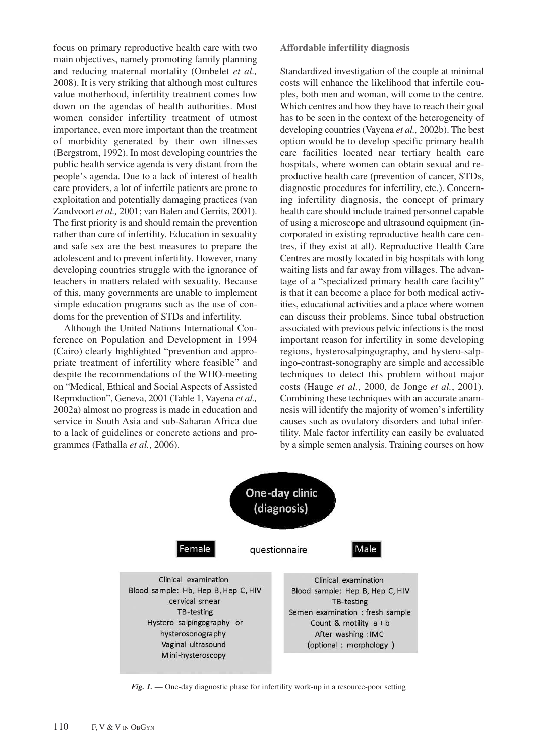focus on primary reproductive health care with two main objectives, namely promoting family planning and reducing maternal mortality (Ombelet *et al.,* 2008). It is very striking that although most cultures value motherhood, infertility treatment comes low down on the agendas of health authorities. Most women consider infertility treatment of utmost importance, even more important than the treatment of morbidity generated by their own illnesses (Bergstrom, 1992). In most developing countries the public health service agenda is very distant from the people's agenda. Due to a lack of interest of health care providers, a lot of infertile patients are prone to exploitation and potentially damaging practices (van Zandvoort *et al.,* 2001; van Balen and Gerrits, 2001). The first priority is and should remain the prevention rather than cure of infertility. Education in sexuality and safe sex are the best measures to prepare the adolescent and to prevent infertility. However, many developing countries struggle with the ignorance of teachers in matters related with sexuality. Because of this, many governments are unable to implement simple education programs such as the use of condoms for the prevention of STDs and infertility.

Although the United Nations International Conference on Population and Development in 1994 (Cairo) clearly highlighted "prevention and appropriate treatment of infertility where feasible" and despite the recommendations of the WHO-meeting on "Medical, Ethical and Social Aspects of Assisted Reproduction", Geneva, 2001 (Table 1, Vayena *et al.,* 2002a) almost no progress is made in education and service in South Asia and sub-Saharan Africa due to a lack of guidelines or concrete actions and programmes (Fathalla *et al.*, 2006).

**Affordable infertility diagnosis**

Standardized investigation of the couple at minimal costs will enhance the likelihood that infertile couples, both men and woman, will come to the centre. Which centres and how they have to reach their goal has to be seen in the context of the heterogeneity of developing countries (Vayena *et al.,* 2002b). The best option would be to develop specific primary health care facilities located near tertiary health care hospitals, where women can obtain sexual and reproductive health care (prevention of cancer, STDs, diagnostic procedures for infertility, etc.). Concerning infertility diagnosis, the concept of primary health care should include trained personnel capable of using a microscope and ultrasound equipment (incorporated in existing reproductive health care centres, if they exist at all). Reproductive Health Care Centres are mostly located in big hospitals with long waiting lists and far away from villages. The advantage of a "specialized primary health care facility" is that it can become a place for both medical activities, educational activities and a place where women can discuss their problems. Since tubal obstruction associated with previous pelvic infections is the most important reason for infertility in some developing regions, hysterosalpingography, and hystero-salpingo-contrast-sonography are simple and accessible techniques to detect this problem without major costs (Hauge *et al.*, 2000, de Jonge *et al.*, 2001). Combining these techniques with an accurate anamnesis will identify the majority of women's infertility causes such as ovulatory disorders and tubal infertility. Male factor infertility can easily be evaluated by a simple semen analysis. Training courses on how

One-day clinic (diagnosis)

questionnaire

| Female | Male |
|---|---|
| Clinical examination | Clinical examination |
| Blood sample: Hb, Hep B, Hep C, HIV | Blood sample: Hep B, Hep C, HIV |
| cervical smear | TB-testing |
| TB-testing | Semen examination : fresh sample |
| Hystero-salpingography or hysterosonography | Count & motility a + b |
| Vaginal ultrasound | After washing : IMC |
| Mini-hysteroscopy | (optional : morphology ) |

*Fig. 1.* — One-day diagnostic phase for infertility work-up in a resource-poor setting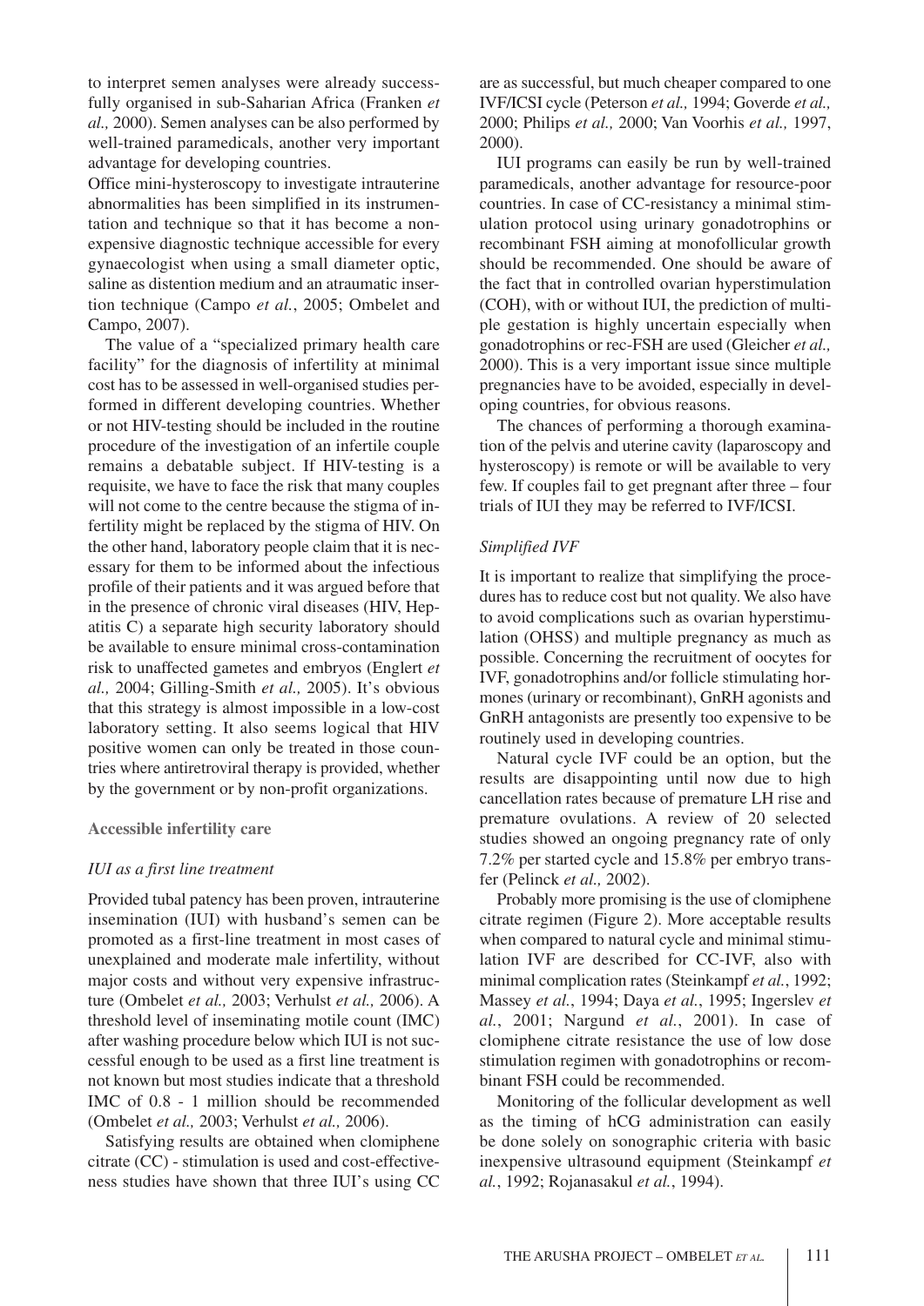to interpret semen analyses were already successfully organised in sub-Saharian Africa (Franken *et al.,* 2000). Semen analyses can be also performed by well-trained paramedicals, another very important advantage for developing countries.

Office mini-hysteroscopy to investigate intrauterine abnormalities has been simplified in its instrumentation and technique so that it has become a non-expensive diagnostic technique accessible for every gynaecologist when using a small diameter optic, saline as distention medium and an atraumatic insertion technique (Campo *et al.*, 2005; Ombelet and Campo, 2007).

The value of a "specialized primary health care facility" for the diagnosis of infertility at minimal cost has to be assessed in well-organised studies performed in different developing countries. Whether or not HIV-testing should be included in the routine procedure of the investigation of an infertile couple remains a debatable subject. If HIV-testing is a requisite, we have to face the risk that many couples will not come to the centre because the stigma of infertility might be replaced by the stigma of HIV. On the other hand, laboratory people claim that it is necessary for them to be informed about the infectious profile of their patients and it was argued before that in the presence of chronic viral diseases (HIV, Hepatitis C) a separate high security laboratory should be available to ensure minimal cross-contamination risk to unaffected gametes and embryos (Englert *et al.,* 2004; Gilling-Smith *et al.,* 2005). It's obvious that this strategy is almost impossible in a low-cost laboratory setting. It also seems logical that HIV positive women can only be treated in those countries where antiretroviral therapy is provided, whether by the government or by non-profit organizations.

## Accessible infertility care

### *IUI as a first line treatment*

Provided tubal patency has been proven, intrauterine insemination (IUI) with husband's semen can be promoted as a first-line treatment in most cases of unexplained and moderate male infertility, without major costs and without very expensive infrastructure (Ombelet *et al.,* 2003; Verhulst *et al.,* 2006). A threshold level of inseminating motile count (IMC) after washing procedure below which IUI is not successful enough to be used as a first line treatment is not known but most studies indicate that a threshold IMC of 0.8 - 1 million should be recommended (Ombelet *et al.,* 2003; Verhulst *et al.,* 2006).

Satisfying results are obtained when clomiphene citrate (CC) - stimulation is used and cost-effectiveness studies have shown that three IUI's using CC are as successful, but much cheaper compared to one IVF/ICSI cycle (Peterson *et al.,* 1994; Goverde *et al.,* 2000; Philips *et al.,* 2000; Van Voorhis *et al.,* 1997, 2000).

IUI programs can easily be run by well-trained paramedicals, another advantage for resource-poor countries. In case of CC-resistancy a minimal stimulation protocol using urinary gonadotrophins or recombinant FSH aiming at monofollicular growth should be recommended. One should be aware of the fact that in controlled ovarian hyperstimulation (COH), with or without IUI, the prediction of multiple gestation is highly uncertain especially when gonadotrophins or rec-FSH are used (Gleicher *et al.,* 2000). This is a very important issue since multiple pregnancies have to be avoided, especially in developing countries, for obvious reasons.

The chances of performing a thorough examination of the pelvis and uterine cavity (laparoscopy and hysteroscopy) is remote or will be available to very few. If couples fail to get pregnant after three – four trials of IUI they may be referred to IVF/ICSI.

### *Simplified IVF*

It is important to realize that simplifying the procedures has to reduce cost but not quality. We also have to avoid complications such as ovarian hyperstimulation (OHSS) and multiple pregnancy as much as possible. Concerning the recruitment of oocytes for IVF, gonadotrophins and/or follicle stimulating hormones (urinary or recombinant), GnRH agonists and GnRH antagonists are presently too expensive to be routinely used in developing countries.

Natural cycle IVF could be an option, but the results are disappointing until now due to high cancellation rates because of premature LH rise and premature ovulations. A review of 20 selected studies showed an ongoing pregnancy rate of only 7.2% per started cycle and 15.8% per embryo transfer (Pelinck *et al.,* 2002).

Probably more promising is the use of clomiphene citrate regimen (Figure 2). More acceptable results when compared to natural cycle and minimal stimulation IVF are described for CC-IVF, also with minimal complication rates (Steinkampf *et al.*, 1992; Massey *et al.*, 1994; Daya *et al.*, 1995; Ingerslev *et al.*, 2001; Nargund *et al.*, 2001). In case of clomiphene citrate resistance the use of low dose stimulation regimen with gonadotrophins or recombinant FSH could be recommended.

Monitoring of the follicular development as well as the timing of hCG administration can easily be done solely on sonographic criteria with basic inexpensive ultrasound equipment (Steinkampf *et al.*, 1992; Rojanasakul *et al.*, 1994).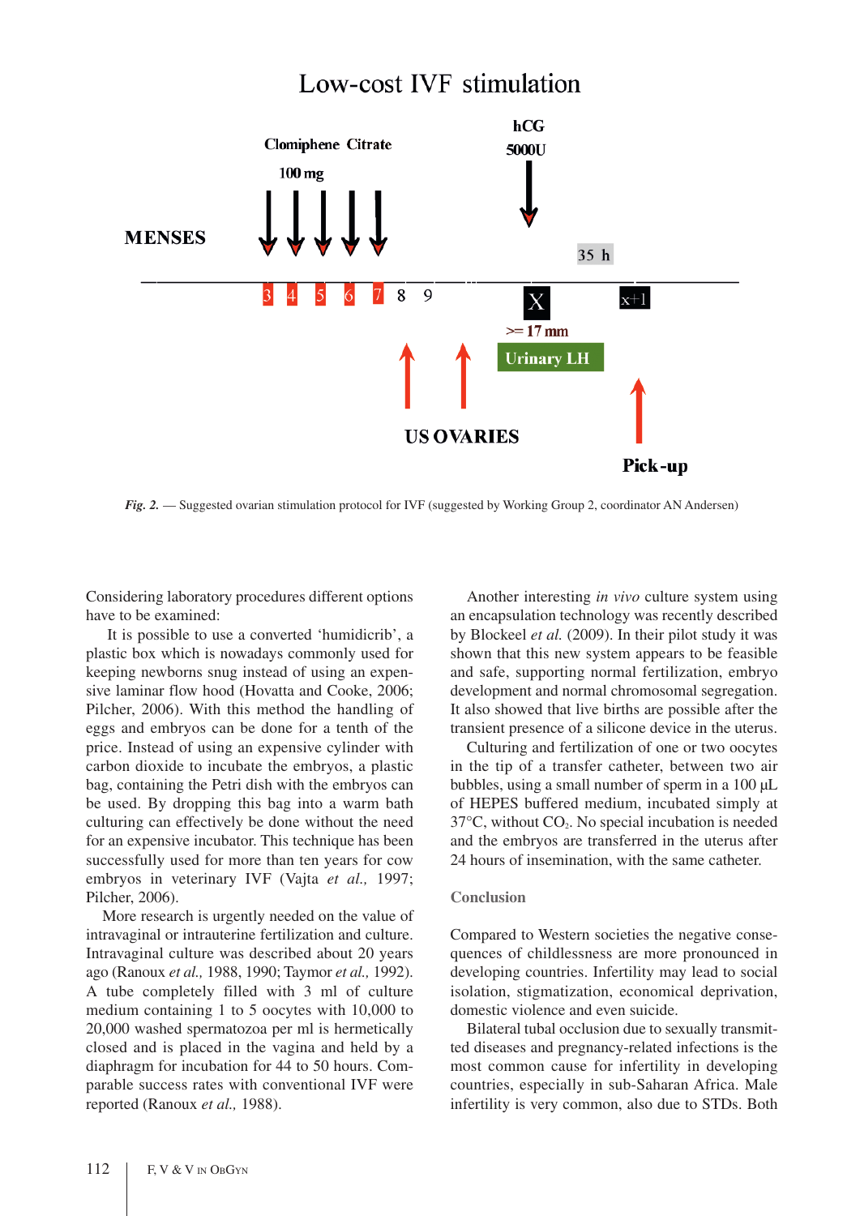*Fig. 2.* — Suggested ovarian stimulation protocol for IVF (suggested by Working Group 2, coordinator AN Andersen)

Considering laboratory procedures different options have to be examined:

It is possible to use a converted 'humidicrib', a plastic box which is nowadays commonly used for keeping newborns snug instead of using an expensive laminar flow hood (Hovatta and Cooke, 2006; Pilcher, 2006). With this method the handling of eggs and embryos can be done for a tenth of the price. Instead of using an expensive cylinder with carbon dioxide to incubate the embryos, a plastic bag, containing the Petri dish with the embryos can be used. By dropping this bag into a warm bath culturing can effectively be done without the need for an expensive incubator. This technique has been successfully used for more than ten years for cow embryos in veterinary IVF (Vajta *et al.,* 1997; Pilcher, 2006).

More research is urgently needed on the value of intravaginal or intrauterine fertilization and culture. Intravaginal culture was described about 20 years ago (Ranoux *et al.,* 1988, 1990; Taymor *et al.,* 1992). A tube completely filled with 3 ml of culture medium containing 1 to 5 oocytes with 10,000 to 20,000 washed spermatozoa per ml is hermetically closed and is placed in the vagina and held by a diaphragm for incubation for 44 to 50 hours. Comparable success rates with conventional IVF were reported (Ranoux *et al.,* 1988).

Another interesting *in vivo* culture system using an encapsulation technology was recently described by Blockeel *et al.* (2009). In their pilot study it was shown that this new system appears to be feasible and safe, supporting normal fertilization, embryo development and normal chromosomal segregation. It also showed that live births are possible after the transient presence of a silicone device in the uterus.

Culturing and fertilization of one or two oocytes in the tip of a transfer catheter, between two air bubbles, using a small number of sperm in a 100 µL of HEPES buffered medium, incubated simply at 37°C, without $CO_2$. No special incubation is needed and the embryos are transferred in the uterus after 24 hours of insemination, with the same catheter.

## Conclusion

Compared to Western societies the negative consequences of childlessness are more pronounced in developing countries. Infertility may lead to social isolation, stigmatization, economical deprivation, domestic violence and even suicide.

Bilateral tubal occlusion due to sexually transmitted diseases and pregnancy-related infections is the most common cause for infertility in developing countries, especially in sub-Saharan Africa. Male infertility is very common, also due to STDs. Both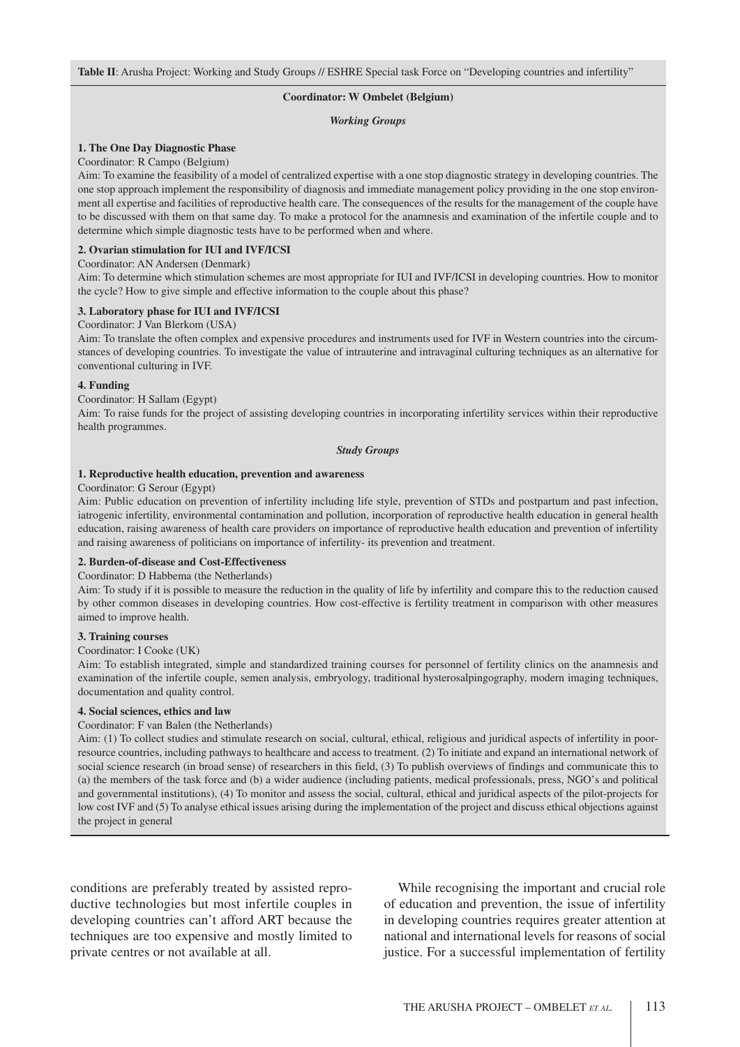**Table II**: Arusha Project: Working and Study Groups // ESHRE Special task Force on "Developing countries and infertility"

**Coordinator: W Ombelet (Belgium)**

***Working Groups***

**1. The One Day Diagnostic Phase**

Coordinator: R Campo (Belgium)

Aim: To examine the feasibility of a model of centralized expertise with a one stop diagnostic strategy in developing countries. The one stop approach implement the responsibility of diagnosis and immediate management policy providing in the one stop environment all expertise and facilities of reproductive health care. The consequences of the results for the management of the couple have to be discussed with them on that same day. To make a protocol for the anamnesis and examination of the infertile couple and to determine which simple diagnostic tests have to be performed when and where.

**2. Ovarian stimulation for IUI and IVF/ICSI**

Coordinator: AN Andersen (Denmark)

Aim: To determine which stimulation schemes are most appropriate for IUI and IVF/ICSI in developing countries. How to monitor the cycle? How to give simple and effective information to the couple about this phase?

**3. Laboratory phase for IUI and IVF/ICSI**

Coordinator: J Van Blerkom (USA)

Aim: To translate the often complex and expensive procedures and instruments used for IVF in Western countries into the circumstances of developing countries. To investigate the value of intrauterine and intravaginal culturing techniques as an alternative for conventional culturing in IVF.

**4. Funding**

Coordinator: H Sallam (Egypt)

Aim: To raise funds for the project of assisting developing countries in incorporating infertility services within their reproductive health programmes.

***Study Groups***

**1. Reproductive health education, prevention and awareness**

Coordinator: G Serour (Egypt)

Aim: Public education on prevention of infertility including life style, prevention of STDs and postpartum and past infection, iatrogenic infertility, environmental contamination and pollution, incorporation of reproductive health education in general health education, raising awareness of health care providers on importance of reproductive health education and prevention of infertility and raising awareness of politicians on importance of infertility- its prevention and treatment.

**2. Burden-of-disease and Cost-Effectiveness**

Coordinator: D Habbema (the Netherlands)

Aim: To study if it is possible to measure the reduction in the quality of life by infertility and compare this to the reduction caused by other common diseases in developing countries. How cost-effective is fertility treatment in comparison with other measures aimed to improve health.

**3. Training courses**

Coordinator: I Cooke (UK)

Aim: To establish integrated, simple and standardized training courses for personnel of fertility clinics on the anamnesis and examination of the infertile couple, semen analysis, embryology, traditional hysterosalpingography, modern imaging techniques, documentation and quality control.

**4. Social sciences, ethics and law**

Coordinator: F van Balen (the Netherlands)

Aim: (1) To collect studies and stimulate research on social, cultural, ethical, religious and juridical aspects of infertility in poor-resource countries, including pathways to healthcare and access to treatment. (2) To initiate and expand an international network of social science research (in broad sense) of researchers in this field, (3) To publish overviews of findings and communicate this to (a) the members of the task force and (b) a wider audience (including patients, medical professionals, press, NGO's and political and governmental institutions), (4) To monitor and assess the social, cultural, ethical and juridical aspects of the pilot-projects for low cost IVF and (5) To analyse ethical issues arising during the implementation of the project and discuss ethical objections against the project in general

conditions are preferably treated by assisted reproductive technologies but most infertile couples in developing countries can't afford ART because the techniques are too expensive and mostly limited to private centres or not available at all.

While recognising the important and crucial role of education and prevention, the issue of infertility in developing countries requires greater attention at national and international levels for reasons of social justice. For a successful implementation of fertility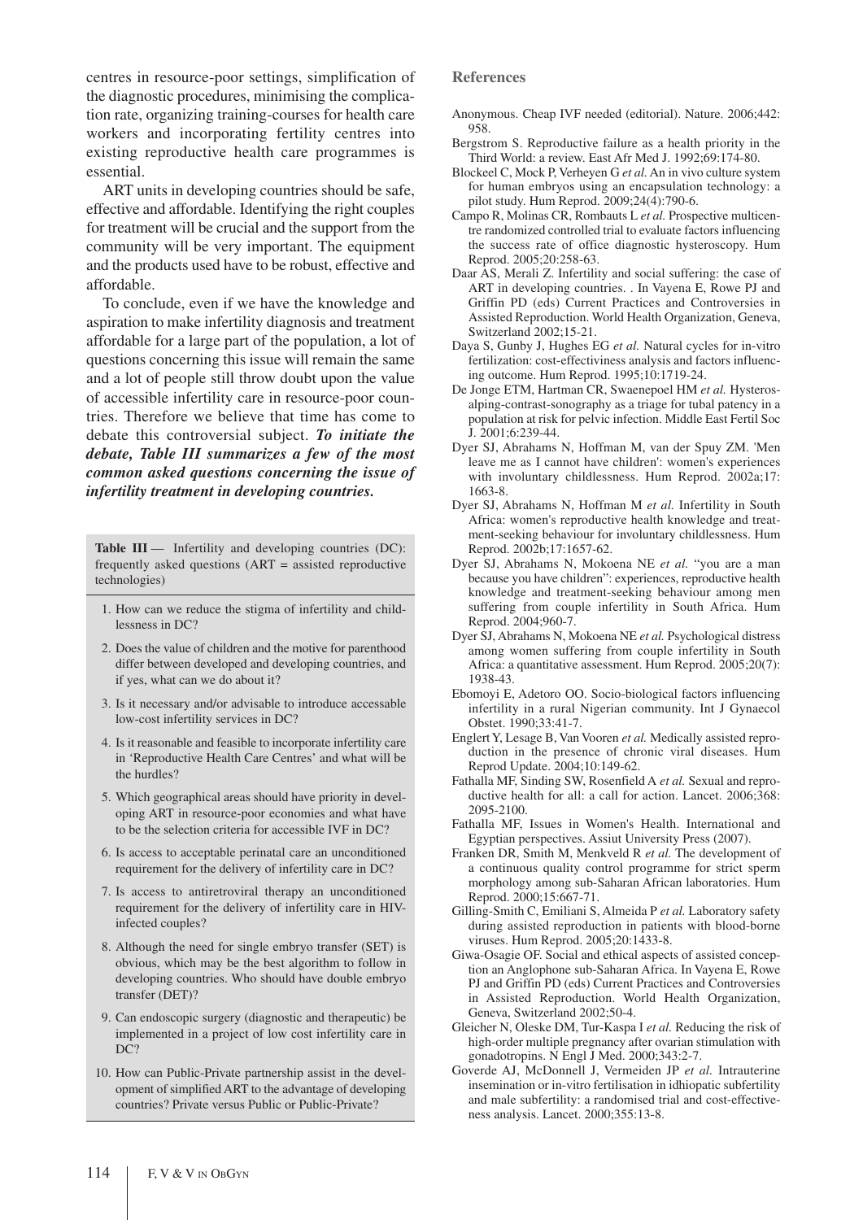centres in resource-poor settings, simplification of the diagnostic procedures, minimising the complication rate, organizing training-courses for health care workers and incorporating fertility centres into existing reproductive health care programmes is essential.

ART units in developing countries should be safe, effective and affordable. Identifying the right couples for treatment will be crucial and the support from the community will be very important. The equipment and the products used have to be robust, effective and affordable.

To conclude, even if we have the knowledge and aspiration to make infertility diagnosis and treatment affordable for a large part of the population, a lot of questions concerning this issue will remain the same and a lot of people still throw doubt upon the value of accessible infertility care in resource-poor countries. Therefore we believe that time has come to debate this controversial subject. ***To initiate the debate, Table III summarizes a few of the most common asked questions concerning the issue of infertility treatment in developing countries.***

**Table III** — Infertility and developing countries (DC): frequently asked questions (ART = assisted reproductive technologies)

1. How can we reduce the stigma of infertility and childlessness in DC?
2. Does the value of children and the motive for parenthood differ between developed and developing countries, and if yes, what can we do about it?
3. Is it necessary and/or advisable to introduce accessable low-cost infertility services in DC?
4. Is it reasonable and feasible to incorporate infertility care in 'Reproductive Health Care Centres' and what will be the hurdles?
5. Which geographical areas should have priority in developing ART in resource-poor economies and what have to be the selection criteria for accessible IVF in DC?
6. Is access to acceptable perinatal care an unconditioned requirement for the delivery of infertility care in DC?
7. Is access to antiretroviral therapy an unconditioned requirement for the delivery of infertility care in HIV-infected couples?
8. Although the need for single embryo transfer (SET) is obvious, which may be the best algorithm to follow in developing countries. Who should have double embryo transfer (DET)?
9. Can endoscopic surgery (diagnostic and therapeutic) be implemented in a project of low cost infertility care in DC?
10. How can Public-Private partnership assist in the development of simplified ART to the advantage of developing countries? Private versus Public or Public-Private?

## References

Anonymous. Cheap IVF needed (editorial). Nature. 2006;442: 958.

Bergstrom S. Reproductive failure as a health priority in the Third World: a review. East Afr Med J. 1992;69:174-80.

Blockeel C, Mock P, Verheyen G *et al.* An in vivo culture system for human embryos using an encapsulation technology: a pilot study. Hum Reprod. 2009;24(4):790-6.

Campo R, Molinas CR, Rombauts L *et al.* Prospective multicentre randomized controlled trial to evaluate factors influencing the success rate of office diagnostic hysteroscopy. Hum Reprod. 2005;20:258-63.

Daar AS, Merali Z. Infertility and social suffering: the case of ART in developing countries. . In Vayena E, Rowe PJ and Griffin PD (eds) Current Practices and Controversies in Assisted Reproduction. World Health Organization, Geneva, Switzerland 2002;15-21.

Daya S, Gunby J, Hughes EG *et al.* Natural cycles for in-vitro fertilization: cost-effectiviness analysis and factors influencing outcome. Hum Reprod. 1995;10:1719-24.

De Jonge ETM, Hartman CR, Swaenepoel HM *et al.* Hysterosalping-contrast-sonography as a triage for tubal patency in a population at risk for pelvic infection. Middle East Fertil Soc J. 2001;6:239-44.

Dyer SJ, Abrahams N, Hoffman M, van der Spuy ZM. 'Men leave me as I cannot have children': women's experiences with involuntary childlessness. Hum Reprod. 2002a;17: 1663-8.

Dyer SJ, Abrahams N, Hoffman M *et al.* Infertility in South Africa: women's reproductive health knowledge and treatment-seeking behaviour for involuntary childlessness. Hum Reprod. 2002b;17:1657-62.

Dyer SJ, Abrahams N, Mokoena NE *et al.* "you are a man because you have children": experiences, reproductive health knowledge and treatment-seeking behaviour among men suffering from couple infertility in South Africa. Hum Reprod. 2004;960-7.

Dyer SJ, Abrahams N, Mokoena NE *et al.* Psychological distress among women suffering from couple infertility in South Africa: a quantitative assessment. Hum Reprod. 2005;20(7): 1938-43.

Ebomoyi E, Adetoro OO. Socio-biological factors influencing infertility in a rural Nigerian community. Int J Gynaecol Obstet. 1990;33:41-7.

Englert Y, Lesage B, Van Vooren *et al.* Medically assisted reproduction in the presence of chronic viral diseases. Hum Reprod Update. 2004;10:149-62.

Fathalla MF, Sinding SW, Rosenfield A *et al.* Sexual and reproductive health for all: a call for action. Lancet. 2006;368: 2095-2100.

Fathalla MF, Issues in Women's Health. International and Egyptian perspectives. Assiut University Press (2007).

Franken DR, Smith M, Menkveld R *et al.* The development of a continuous quality control programme for strict sperm morphology among sub-Saharan African laboratories. Hum Reprod. 2000;15:667-71.

Gilling-Smith C, Emiliani S, Almeida P *et al.* Laboratory safety during assisted reproduction in patients with blood-borne viruses. Hum Reprod. 2005;20:1433-8.

Giwa-Osagie OF. Social and ethical aspects of assisted conception an Anglophone sub-Saharan Africa. In Vayena E, Rowe PJ and Griffin PD (eds) Current Practices and Controversies in Assisted Reproduction. World Health Organization, Geneva, Switzerland 2002;50-4.

Gleicher N, Oleske DM, Tur-Kaspa I *et al.* Reducing the risk of high-order multiple pregnancy after ovarian stimulation with gonadotropins. N Engl J Med. 2000;343:2-7.

Goverde AJ, McDonnell J, Vermeiden JP *et al.* Intrauterine insemination or in-vitro fertilisation in idhiopatic subfertility and male subfertility: a randomised trial and cost-effectiveness analysis. Lancet. 2000;355:13-8.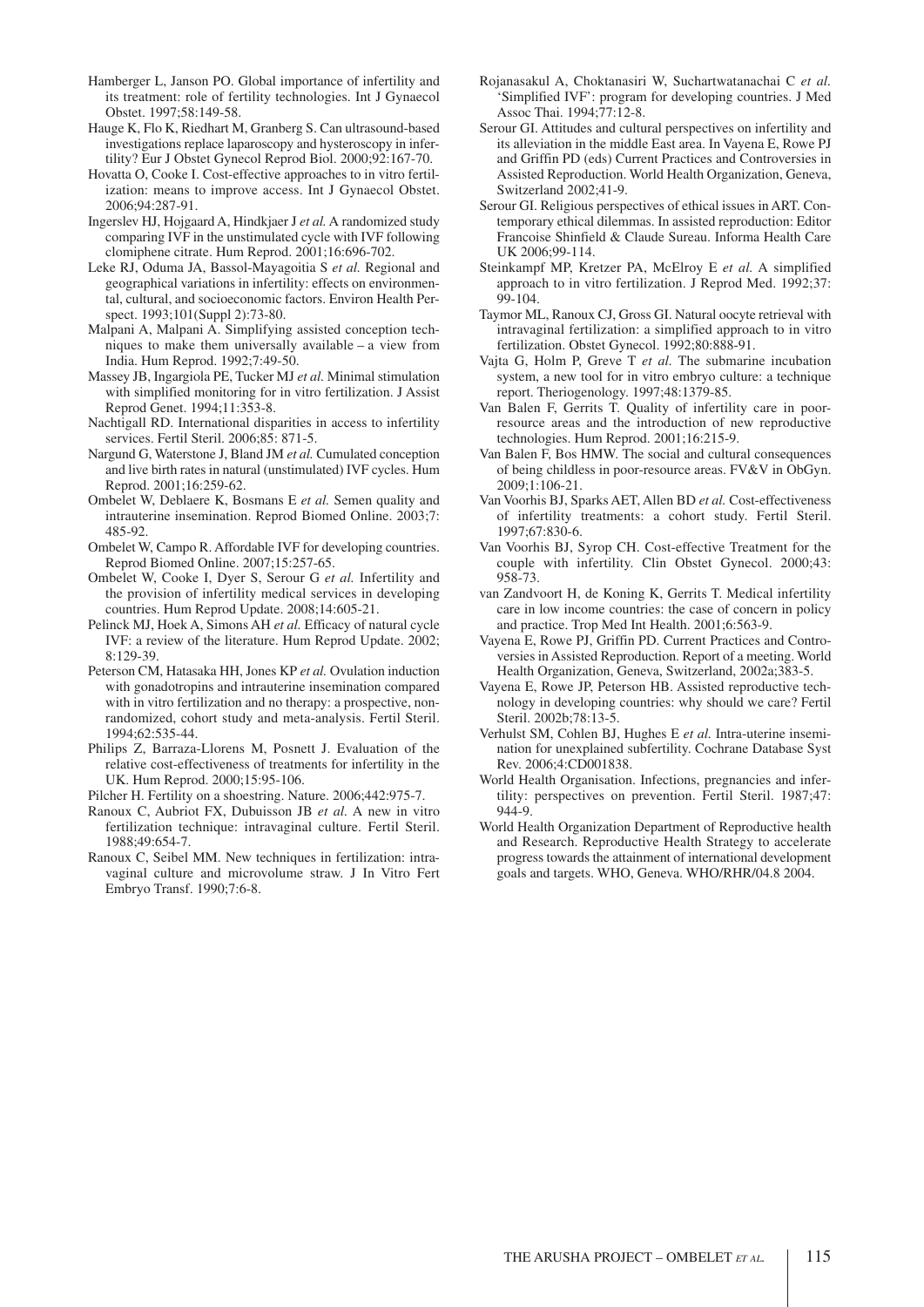Hamberger L, Janson PO. Global importance of infertility and its treatment: role of fertility technologies. Int J Gynaecol Obstet. 1997;58:149-58.

Hauge K, Flo K, Riedhart M, Granberg S. Can ultrasound-based investigations replace laparoscopy and hysteroscopy in infertility? Eur J Obstet Gynecol Reprod Biol. 2000;92:167-70.

Hovatta O, Cooke I. Cost-effective approaches to in vitro fertilization: means to improve access. Int J Gynaecol Obstet. 2006;94:287-91.

Ingerslev HJ, Hojgaard A, Hindkjaer J *et al.* A randomized study comparing IVF in the unstimulated cycle with IVF following clomiphene citrate. Hum Reprod. 2001;16:696-702.

Leke RJ, Oduma JA, Bassol-Mayagoitia S *et al.* Regional and geographical variations in infertility: effects on environmental, cultural, and socioeconomic factors. Environ Health Perspect. 1993;101(Suppl 2):73-80.

Malpani A, Malpani A. Simplifying assisted conception techniques to make them universally available – a view from India. Hum Reprod. 1992;7:49-50.

Massey JB, Ingargiola PE, Tucker MJ *et al.* Minimal stimulation with simplified monitoring for in vitro fertilization. J Assist Reprod Genet. 1994;11:353-8.

Nachtigall RD. International disparities in access to infertility services. Fertil Steril. 2006;85: 871-5.

Nargund G, Waterstone J, Bland JM *et al.* Cumulated conception and live birth rates in natural (unstimulated) IVF cycles. Hum Reprod. 2001;16:259-62.

Ombelet W, Deblaere K, Bosmans E *et al.* Semen quality and intrauterine insemination. Reprod Biomed Online. 2003;7: 485-92.

Ombelet W, Campo R. Affordable IVF for developing countries. Reprod Biomed Online. 2007;15:257-65.

Ombelet W, Cooke I, Dyer S, Serour G *et al.* Infertility and the provision of infertility medical services in developing countries. Hum Reprod Update. 2008;14:605-21.

Pelinck MJ, Hoek A, Simons AH *et al.* Efficacy of natural cycle IVF: a review of the literature. Hum Reprod Update. 2002; 8:129-39.

Peterson CM, Hatasaka HH, Jones KP *et al.* Ovulation induction with gonadotropins and intrauterine insemination compared with in vitro fertilization and no therapy: a prospective, nonrandomized, cohort study and meta-analysis. Fertil Steril. 1994;62:535-44.

Philips Z, Barraza-Llorens M, Posnett J. Evaluation of the relative cost-effectiveness of treatments for infertility in the UK. Hum Reprod. 2000;15:95-106.

Pilcher H. Fertility on a shoestring. Nature. 2006;442:975-7.

Ranoux C, Aubriot FX, Dubuisson JB *et al.* A new in vitro fertilization technique: intravaginal culture. Fertil Steril. 1988;49:654-7.

Ranoux C, Seibel MM. New techniques in fertilization: intravaginal culture and microvolume straw. J In Vitro Fert Embryo Transf. 1990;7:6-8.

Rojanasakul A, Choktanasiri W, Suchartwatanachai C *et al.* 'Simplified IVF': program for developing countries. J Med Assoc Thai. 1994;77:12-8.

Serour GI. Attitudes and cultural perspectives on infertility and its alleviation in the middle East area. In Vayena E, Rowe PJ and Griffin PD (eds) Current Practices and Controversies in Assisted Reproduction. World Health Organization, Geneva, Switzerland 2002;41-9.

Serour GI. Religious perspectives of ethical issues in ART. Contemporary ethical dilemmas. In assisted reproduction: Editor Francoise Shinfield & Claude Sureau. Informa Health Care UK 2006;99-114.

Steinkampf MP, Kretzer PA, McElroy E *et al.* A simplified approach to in vitro fertilization. J Reprod Med. 1992;37: 99-104.

Taymor ML, Ranoux CJ, Gross GI. Natural oocyte retrieval with intravaginal fertilization: a simplified approach to in vitro fertilization. Obstet Gynecol. 1992;80:888-91.

Vajta G, Holm P, Greve T *et al.* The submarine incubation system, a new tool for in vitro embryo culture: a technique report. Theriogenology. 1997;48:1379-85.

Van Balen F, Gerrits T. Quality of infertility care in poor-resource areas and the introduction of new reproductive technologies. Hum Reprod. 2001;16:215-9.

Van Balen F, Bos HMW. The social and cultural consequences of being childless in poor-resource areas. FV&V in ObGyn. 2009;1:106-21.

Van Voorhis BJ, Sparks AET, Allen BD *et al.* Cost-effectiveness of infertility treatments: a cohort study. Fertil Steril. 1997;67:830-6.

Van Voorhis BJ, Syrop CH. Cost-effective Treatment for the couple with infertility. Clin Obstet Gynecol. 2000;43: 958-73.

van Zandvoort H, de Koning K, Gerrits T. Medical infertility care in low income countries: the case of concern in policy and practice. Trop Med Int Health. 2001;6:563-9.

Vayena E, Rowe PJ, Griffin PD. Current Practices and Controversies in Assisted Reproduction. Report of a meeting. World Health Organization, Geneva, Switzerland, 2002a;383-5.

Vayena E, Rowe JP, Peterson HB. Assisted reproductive technology in developing countries: why should we care? Fertil Steril. 2002b;78:13-5.

Verhulst SM, Cohlen BJ, Hughes E *et al.* Intra-uterine insemination for unexplained subfertility. Cochrane Database Syst Rev. 2006;4:CD001838.

World Health Organisation. Infections, pregnancies and infertility: perspectives on prevention. Fertil Steril. 1987;47: 944-9.

World Health Organization Department of Reproductive health and Research. Reproductive Health Strategy to accelerate progress towards the attainment of international development goals and targets. WHO, Geneva. WHO/RHR/04.8 2004.